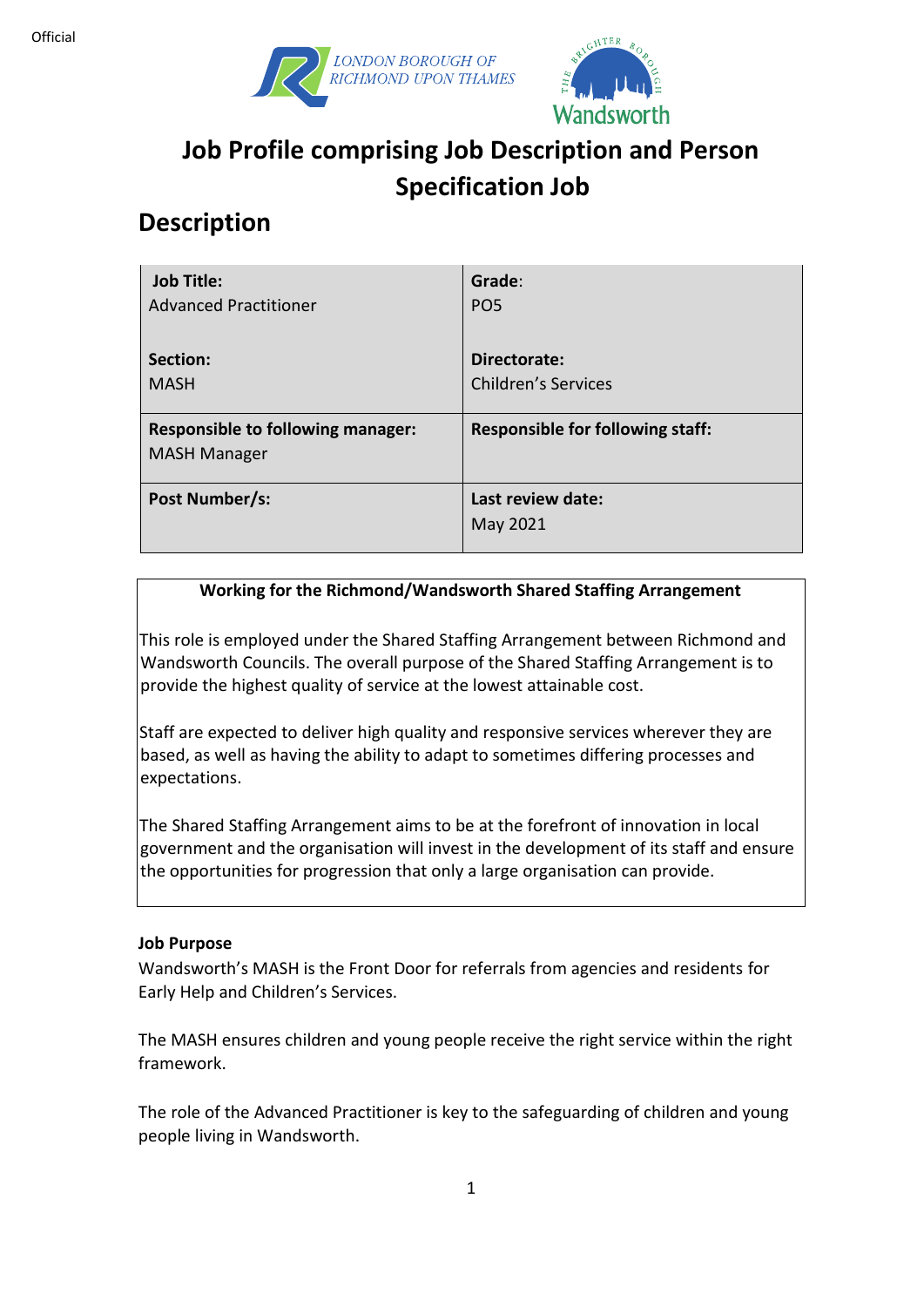# Job Profile comprising Job Description and Person Specification Job

## Description

| **Job Title:** Advanced Practitioner | **Grade:** PO5 |
|---|---|
| **Section:** MASH | **Directorate:** Children's Services |
| **Responsible to following manager:** MASH Manager | **Responsible for following staff:** |
| **Post Number/s:** | **Last review date:** May 2021 |

**Working for the Richmond/Wandsworth Shared Staffing Arrangement**

This role is employed under the Shared Staffing Arrangement between Richmond and Wandsworth Councils. The overall purpose of the Shared Staffing Arrangement is to provide the highest quality of service at the lowest attainable cost.

Staff are expected to deliver high quality and responsive services wherever they are based, as well as having the ability to adapt to sometimes differing processes and expectations.

The Shared Staffing Arrangement aims to be at the forefront of innovation in local government and the organisation will invest in the development of its staff and ensure the opportunities for progression that only a large organisation can provide.

**Job Purpose**

Wandsworth's MASH is the Front Door for referrals from agencies and residents for Early Help and Children's Services.

The MASH ensures children and young people receive the right service within the right framework.

The role of the Advanced Practitioner is key to the safeguarding of children and young people living in Wandsworth.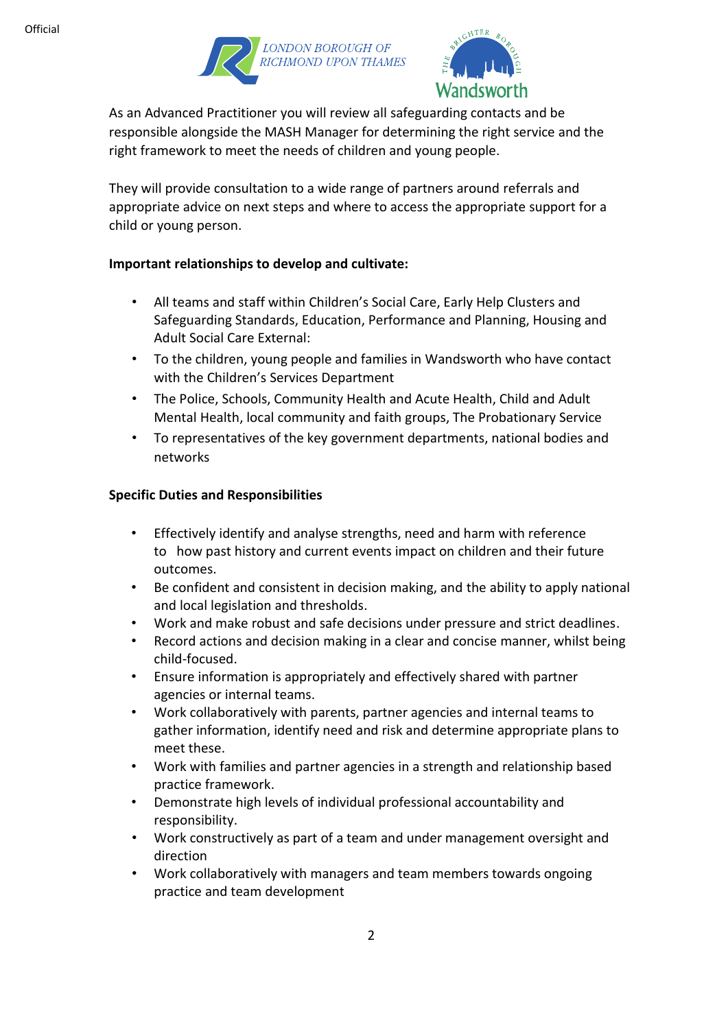As an Advanced Practitioner you will review all safeguarding contacts and be responsible alongside the MASH Manager for determining the right service and the right framework to meet the needs of children and young people.

They will provide consultation to a wide range of partners around referrals and appropriate advice on next steps and where to access the appropriate support for a child or young person.

**Important relationships to develop and cultivate:**

- All teams and staff within Children's Social Care, Early Help Clusters and Safeguarding Standards, Education, Performance and Planning, Housing and Adult Social Care External:
- To the children, young people and families in Wandsworth who have contact with the Children's Services Department
- The Police, Schools, Community Health and Acute Health, Child and Adult Mental Health, local community and faith groups, The Probationary Service
- To representatives of the key government departments, national bodies and networks

**Specific Duties and Responsibilities**

- Effectively identify and analyse strengths, need and harm with reference to how past history and current events impact on children and their future outcomes.
- Be confident and consistent in decision making, and the ability to apply national and local legislation and thresholds.
- Work and make robust and safe decisions under pressure and strict deadlines.
- Record actions and decision making in a clear and concise manner, whilst being child-focused.
- Ensure information is appropriately and effectively shared with partner agencies or internal teams.
- Work collaboratively with parents, partner agencies and internal teams to gather information, identify need and risk and determine appropriate plans to meet these.
- Work with families and partner agencies in a strength and relationship based practice framework.
- Demonstrate high levels of individual professional accountability and responsibility.
- Work constructively as part of a team and under management oversight and direction
- Work collaboratively with managers and team members towards ongoing practice and team development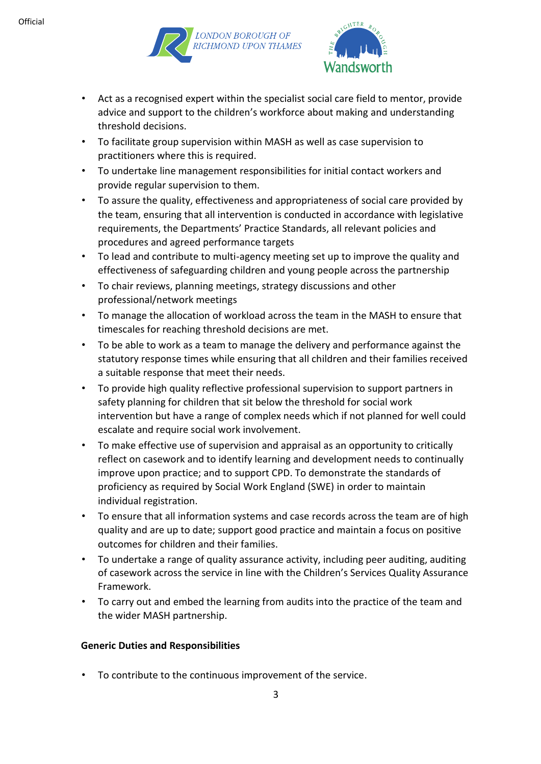- Act as a recognised expert within the specialist social care field to mentor, provide advice and support to the children's workforce about making and understanding threshold decisions.
- To facilitate group supervision within MASH as well as case supervision to practitioners where this is required.
- To undertake line management responsibilities for initial contact workers and provide regular supervision to them.
- To assure the quality, effectiveness and appropriateness of social care provided by the team, ensuring that all intervention is conducted in accordance with legislative requirements, the Departments' Practice Standards, all relevant policies and procedures and agreed performance targets
- To lead and contribute to multi-agency meeting set up to improve the quality and effectiveness of safeguarding children and young people across the partnership
- To chair reviews, planning meetings, strategy discussions and other professional/network meetings
- To manage the allocation of workload across the team in the MASH to ensure that timescales for reaching threshold decisions are met.
- To be able to work as a team to manage the delivery and performance against the statutory response times while ensuring that all children and their families received a suitable response that meet their needs.
- To provide high quality reflective professional supervision to support partners in safety planning for children that sit below the threshold for social work intervention but have a range of complex needs which if not planned for well could escalate and require social work involvement.
- To make effective use of supervision and appraisal as an opportunity to critically reflect on casework and to identify learning and development needs to continually improve upon practice; and to support CPD. To demonstrate the standards of proficiency as required by Social Work England (SWE) in order to maintain individual registration.
- To ensure that all information systems and case records across the team are of high quality and are up to date; support good practice and maintain a focus on positive outcomes for children and their families.
- To undertake a range of quality assurance activity, including peer auditing, auditing of casework across the service in line with the Children's Services Quality Assurance Framework.
- To carry out and embed the learning from audits into the practice of the team and the wider MASH partnership.

**Generic Duties and Responsibilities**

- To contribute to the continuous improvement of the service.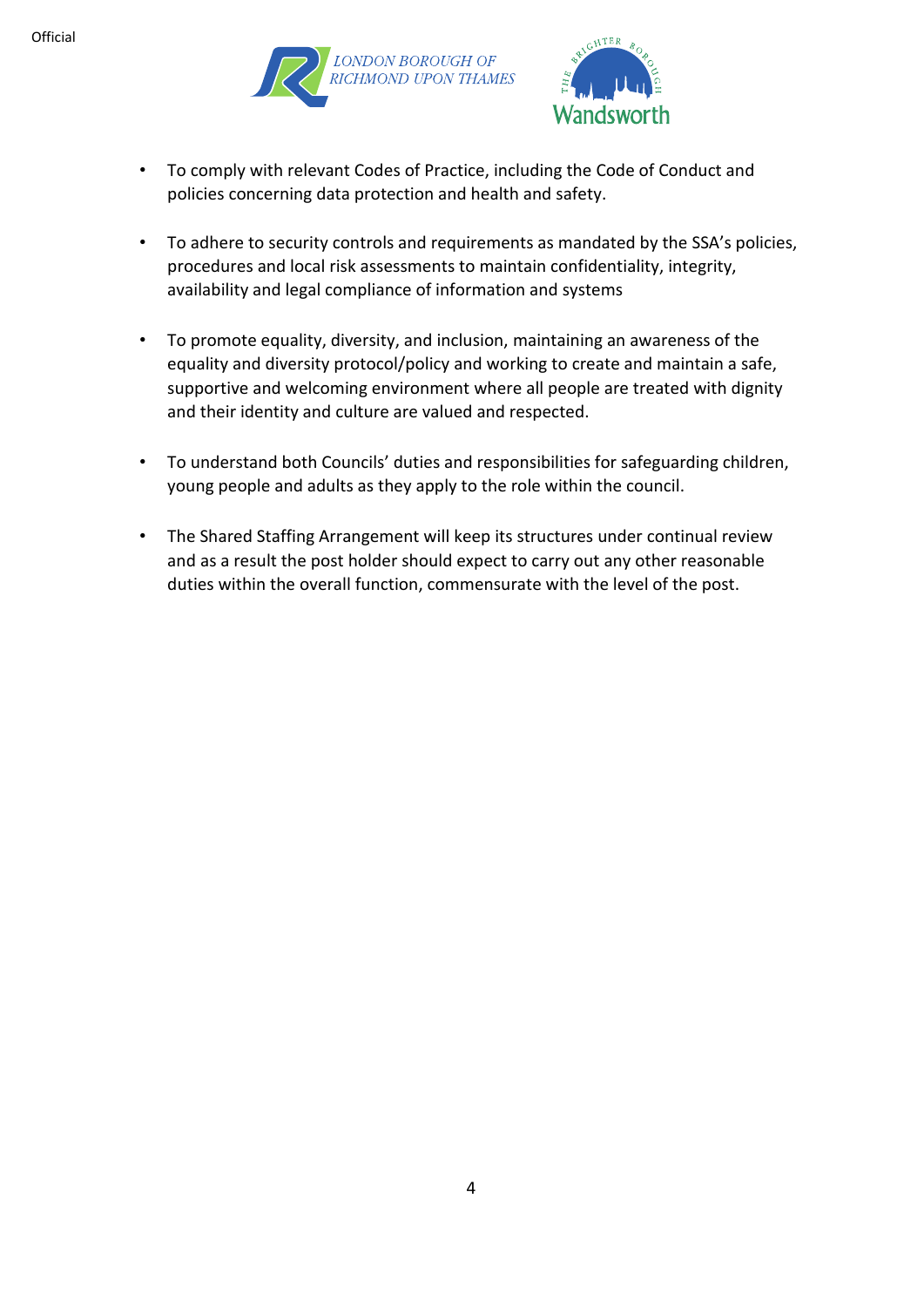- To comply with relevant Codes of Practice, including the Code of Conduct and policies concerning data protection and health and safety.

- To adhere to security controls and requirements as mandated by the SSA's policies, procedures and local risk assessments to maintain confidentiality, integrity, availability and legal compliance of information and systems

- To promote equality, diversity, and inclusion, maintaining an awareness of the equality and diversity protocol/policy and working to create and maintain a safe, supportive and welcoming environment where all people are treated with dignity and their identity and culture are valued and respected.

- To understand both Councils' duties and responsibilities for safeguarding children, young people and adults as they apply to the role within the council.

- The Shared Staffing Arrangement will keep its structures under continual review and as a result the post holder should expect to carry out any other reasonable duties within the overall function, commensurate with the level of the post.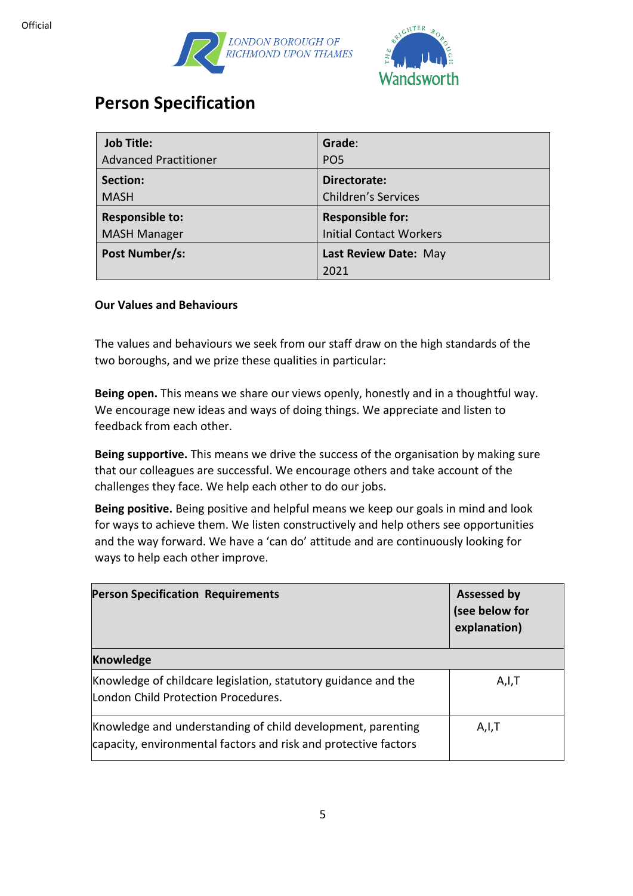# Person Specification

| **Job Title:** Advanced Practitioner | **Grade:** PO5 |
|---|---|
| **Section:** MASH | **Directorate:** Children's Services |
| **Responsible to:** MASH Manager | **Responsible for:** Initial Contact Workers |
| **Post Number/s:** | **Last Review Date:** May 2021 |

**Our Values and Behaviours**

The values and behaviours we seek from our staff draw on the high standards of the two boroughs, and we prize these qualities in particular:

**Being open.** This means we share our views openly, honestly and in a thoughtful way. We encourage new ideas and ways of doing things. We appreciate and listen to feedback from each other.

**Being supportive.** This means we drive the success of the organisation by making sure that our colleagues are successful. We encourage others and take account of the challenges they face. We help each other to do our jobs.

**Being positive.** Being positive and helpful means we keep our goals in mind and look for ways to achieve them. We listen constructively and help others see opportunities and the way forward. We have a 'can do' attitude and are continuously looking for ways to help each other improve.

| **Person Specification Requirements** | **Assessed by (see below for explanation)** |
|---|---|
| **Knowledge** | |
| Knowledge of childcare legislation, statutory guidance and the London Child Protection Procedures. | A,I,T |
| Knowledge and understanding of child development, parenting capacity, environmental factors and risk and protective factors | A,I,T |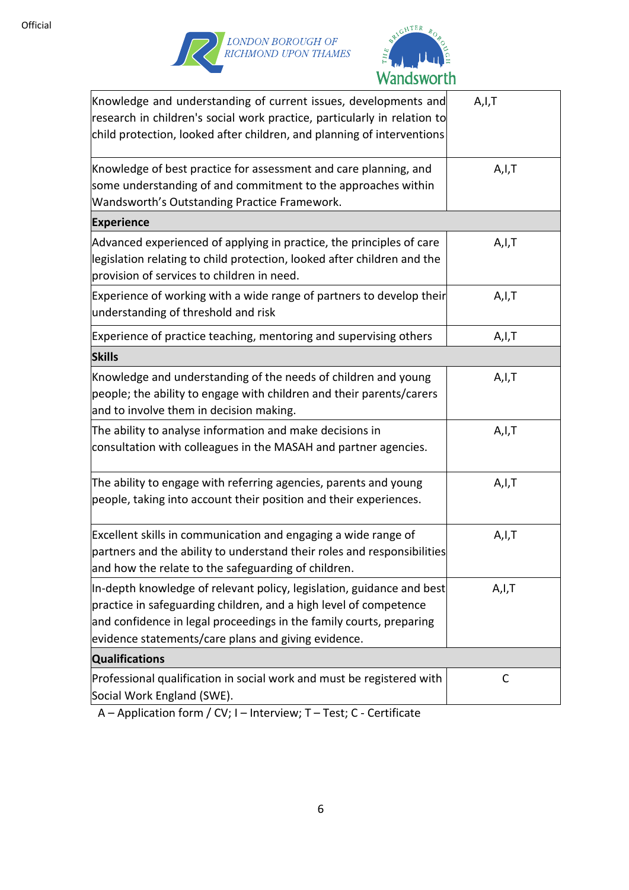| | |
|---|---|
| Knowledge and understanding of current issues, developments and research in children's social work practice, particularly in relation to child protection, looked after children, and planning of interventions | A,I,T |
| Knowledge of best practice for assessment and care planning, and some understanding of and commitment to the approaches within Wandsworth's Outstanding Practice Framework. | A,I,T |
| **Experience** | |
| Advanced experienced of applying in practice, the principles of care legislation relating to child protection, looked after children and the provision of services to children in need. | A,I,T |
| Experience of working with a wide range of partners to develop their understanding of threshold and risk | A,I,T |
| Experience of practice teaching, mentoring and supervising others | A,I,T |
| **Skills** | |
| Knowledge and understanding of the needs of children and young people; the ability to engage with children and their parents/carers and to involve them in decision making. | A,I,T |
| The ability to analyse information and make decisions in consultation with colleagues in the MASAH and partner agencies. | A,I,T |
| The ability to engage with referring agencies, parents and young people, taking into account their position and their experiences. | A,I,T |
| Excellent skills in communication and engaging a wide range of partners and the ability to understand their roles and responsibilities and how the relate to the safeguarding of children. | A,I,T |
| In-depth knowledge of relevant policy, legislation, guidance and best practice in safeguarding children, and a high level of competence and confidence in legal proceedings in the family courts, preparing evidence statements/care plans and giving evidence. | A,I,T |
| **Qualifications** | |
| Professional qualification in social work and must be registered with Social Work England (SWE). | C |

A – Application form / CV; I – Interview; T – Test; C - Certificate